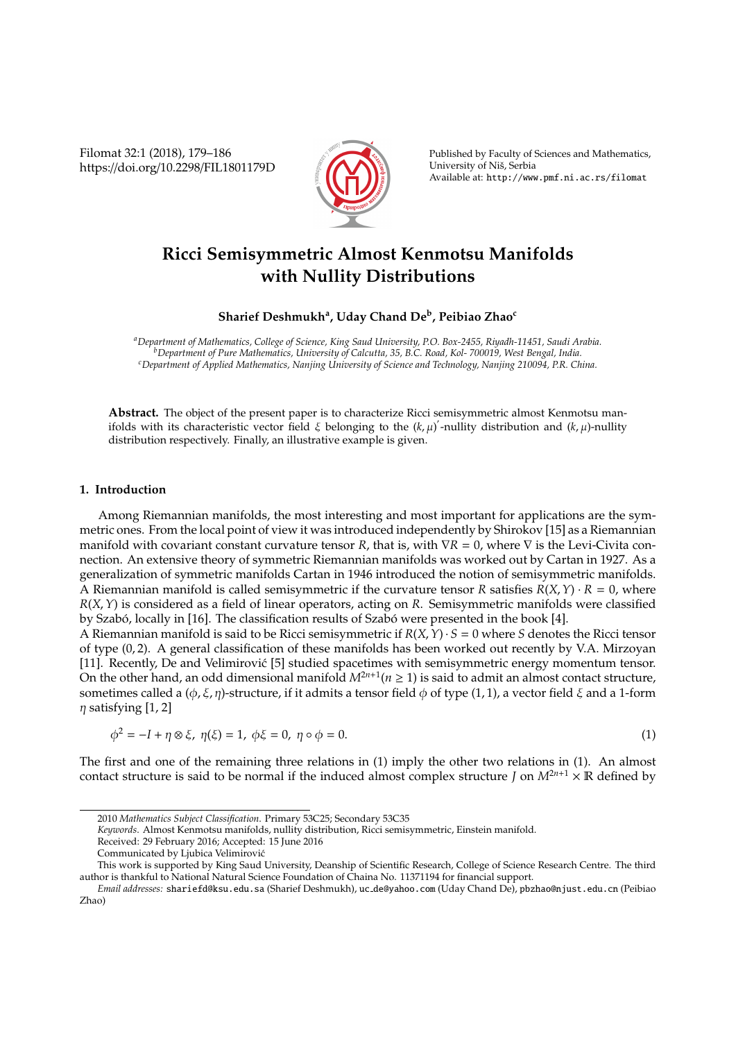# Ricci Semisymmetric Almost Kenmotsu Manifolds with Nullity Distributions

**Sharief Deshmukh[a], Uday Chand De[b], Peibiao Zhao[c]**

[a]*Department of Mathematics, College of Science, King Saud University, P.O. Box-2455, Riyadh-11451, Saudi Arabia.*
[b]*Department of Pure Mathematics, University of Calcutta, 35, B.C. Road, Kol- 700019, West Bengal, India.*
[c]*Department of Applied Mathematics, Nanjing University of Science and Technology, Nanjing 210094, P.R. China.*

**Abstract.** The object of the present paper is to characterize Ricci semisymmetric almost Kenmotsu manifolds with its characteristic vector field $\xi$ belonging to the $(k,\mu)'$-nullity distribution and $(k,\mu)$-nullity distribution respectively. Finally, an illustrative example is given.

## 1. Introduction

Among Riemannian manifolds, the most interesting and most important for applications are the symmetric ones. From the local point of view it was introduced independently by Shirokov [15] as a Riemannian manifold with covariant constant curvature tensor $R$, that is, with $\nabla R = 0$, where $\nabla$ is the Levi-Civita connection. An extensive theory of symmetric Riemannian manifolds was worked out by Cartan in 1927. As a generalization of symmetric manifolds Cartan in 1946 introduced the notion of semisymmetric manifolds. A Riemannian manifold is called semisymmetric if the curvature tensor $R$ satisfies $R(X,Y) \cdot R = 0$, where $R(X,Y)$ is considered as a field of linear operators, acting on $R$. Semisymmetric manifolds were classified by Szabó, locally in [16]. The classification results of Szabó were presented in the book [4].

A Riemannian manifold is said to be Ricci semisymmetric if $R(X,Y) \cdot S = 0$ where $S$ denotes the Ricci tensor of type $(0,2)$. A general classification of these manifolds has been worked out recently by V.A. Mirzoyan [11]. Recently, De and Velimirović [5] studied spacetimes with semisymmetric energy momentum tensor. On the other hand, an odd dimensional manifold $M^{2n+1} (n \geq 1)$ is said to admit an almost contact structure, sometimes called a $(\phi, \xi, \eta)$-structure, if it admits a tensor field $\phi$ of type $(1,1)$, a vector field $\xi$ and a 1-form $\eta$ satisfying [1, 2]

$$\phi^2 = -I + \eta \otimes \xi, \ \eta(\xi) = 1, \ \phi\xi = 0, \ \eta \circ \phi = 0. \tag{1}$$

The first and one of the remaining three relations in (1) imply the other two relations in (1). An almost contact structure is said to be normal if the induced almost complex structure $J$ on $M^{2n+1} \times \mathbb{R}$ defined by

---

2010 *Mathematics Subject Classification*. Primary 53C25; Secondary 53C35

*Keywords*. Almost Kenmotsu manifolds, nullity distribution, Ricci semisymmetric, Einstein manifold.

Received: 29 February 2016; Accepted: 15 June 2016

Communicated by Ljubica Velimirović

This work is supported by King Saud University, Deanship of Scientific Research, College of Science Research Centre. The third author is thankful to National Natural Science Foundation of Chaina No. 11371194 for financial support.

*Email addresses:* shariefd@ksu.edu.sa (Sharief Deshmukh), uc_de@yahoo.com (Uday Chand De), pbzhao@njust.edu.cn (Peibiao Zhao)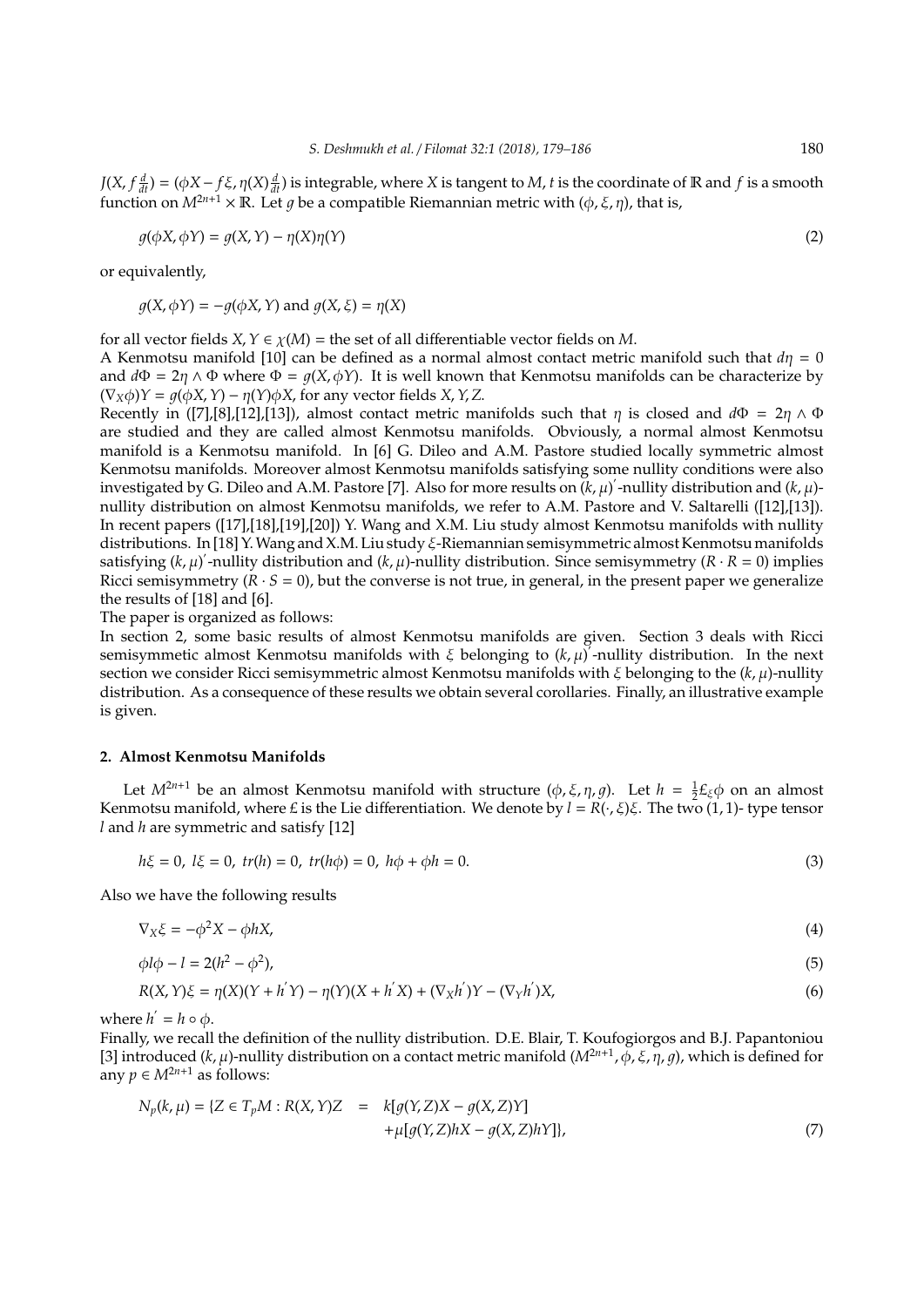$J(X, f\frac{d}{dt}) = (\phi X - f\xi, \eta(X)\frac{d}{dt})$ is integrable, where $X$ is tangent to $M$, $t$ is the coordinate of $\mathbb{R}$ and $f$ is a smooth function on $M^{2n+1} \times \mathbb{R}$. Let $g$ be a compatible Riemannian metric with $(\phi, \xi, \eta)$, that is,

$$g(\phi X, \phi Y) = g(X, Y) - \eta(X)\eta(Y) \tag{2}$$

or equivalently,

$$g(X, \phi Y) = -g(\phi X, Y) \text{ and } g(X, \xi) = \eta(X)$$

for all vector fields $X, Y \in \chi(M)$ = the set of all differentiable vector fields on $M$.

A Kenmotsu manifold [10] can be defined as a normal almost contact metric manifold such that $d\eta = 0$ and $d\Phi = 2\eta \wedge \Phi$ where $\Phi = g(X, \phi Y)$. It is well known that Kenmotsu manifolds can be characterize by $(\nabla_X \phi)Y = g(\phi X, Y) - \eta(Y)\phi X$, for any vector fields $X, Y, Z$.

Recently in ([7],[8],[12],[13]), almost contact metric manifolds such that $\eta$ is closed and $d\Phi = 2\eta \wedge \Phi$ are studied and they are called almost Kenmotsu manifolds. Obviously, a normal almost Kenmotsu manifold is a Kenmotsu manifold. In [6] G. Dileo and A.M. Pastore studied locally symmetric almost Kenmotsu manifolds. Moreover almost Kenmotsu manifolds satisfying some nullity conditions were also investigated by G. Dileo and A.M. Pastore [7]. Also for more results on $(k, \mu)'$-nullity distribution and $(k, \mu)$-nullity distribution on almost Kenmotsu manifolds, we refer to A.M. Pastore and V. Saltarelli ([12],[13]). In recent papers ([17],[18],[19],[20]) Y. Wang and X.M. Liu study almost Kenmotsu manifolds with nullity distributions. In [18] Y. Wang and X.M. Liu study $\xi$-Riemannian semisymmetric almost Kenmotsu manifolds satisfying $(k, \mu)'$-nullity distribution and $(k, \mu)$-nullity distribution. Since semisymmetry ($R \cdot R = 0$) implies Ricci semisymmetry ($R \cdot S = 0$), but the converse is not true, in general, in the present paper we generalize the results of [18] and [6].

The paper is organized as follows:

In section 2, some basic results of almost Kenmotsu manifolds are given. Section 3 deals with Ricci semisymmetic almost Kenmotsu manifolds with $\xi$ belonging to $(k, \mu)'$-nullity distribution. In the next section we consider Ricci semisymmetric almost Kenmotsu manifolds with $\xi$ belonging to the $(k, \mu)$-nullity distribution. As a consequence of these results we obtain several corollaries. Finally, an illustrative example is given.

## 2. Almost Kenmotsu Manifolds

Let $M^{2n+1}$ be an almost Kenmotsu manifold with structure $(\phi, \xi, \eta, g)$. Let $h = \frac{1}{2}\pounds_\xi \phi$ on an almost Kenmotsu manifold, where $\pounds$ is the Lie differentiation. We denote by $l = R(\cdot, \xi)\xi$. The two (1, 1)- type tensor $l$ and $h$ are symmetric and satisfy [12]

$$h\xi = 0,\ l\xi = 0,\ tr(h) = 0,\ tr(h\phi) = 0,\ h\phi + \phi h = 0. \tag{3}$$

Also we have the following results

$$\nabla_X \xi = -\phi^2 X - \phi h X, \tag{4}$$

$$\phi l \phi - l = 2(h^2 - \phi^2), \tag{5}$$

$$R(X, Y)\xi = \eta(X)(Y + h'Y) - \eta(Y)(X + h'X) + (\nabla_X h')Y - (\nabla_Y h')X, \tag{6}$$

where $h' = h \circ \phi$.

Finally, we recall the definition of the nullity distribution. D.E. Blair, T. Koufogiorgos and B.J. Papantoniou [3] introduced $(k, \mu)$-nullity distribution on a contact metric manifold $(M^{2n+1}, \phi, \xi, \eta, g)$, which is defined for any $p \in M^{2n+1}$ as follows:

$$N_p(k, \mu) = \{Z \in T_pM : R(X, Y)Z = k[g(Y, Z)X - g(X, Z)Y] + \mu[g(Y, Z)hX - g(X, Z)hY]\}, \tag{7}$$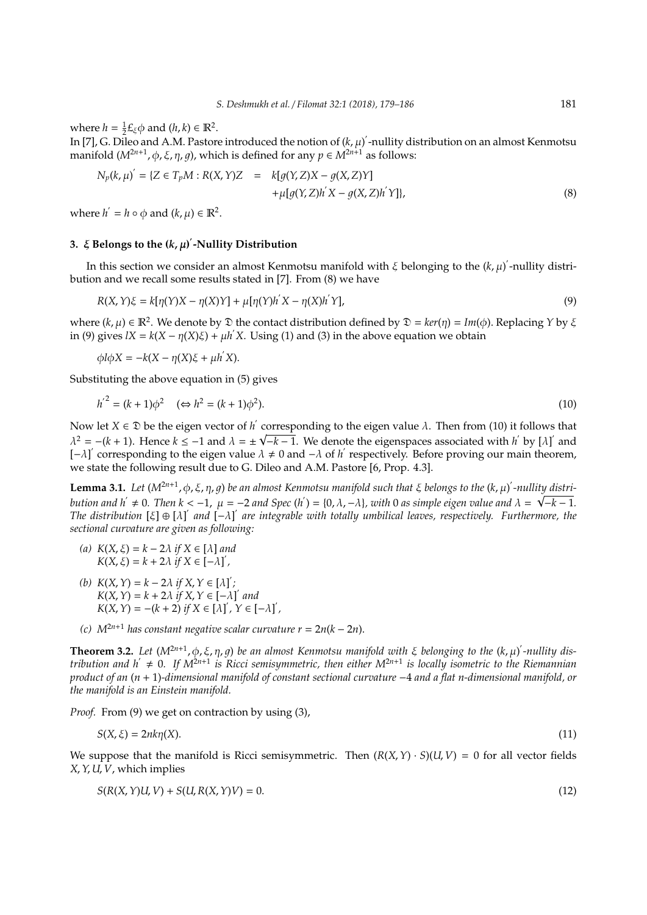where $h = \frac{1}{2}\pounds_\xi \phi$ and $(h, k) \in \mathbb{R}^2$.

In [7], G. Dileo and A.M. Pastore introduced the notion of $(k, \mu)'$-nullity distribution on an almost Kenmotsu manifold $(M^{2n+1}, \phi, \xi, \eta, g)$, which is defined for any $p \in M^{2n+1}$ as follows:

$$N_p(k, \mu)' = \{Z \in T_pM : R(X, Y)Z = k[g(Y, Z)X - g(X, Z)Y] + \mu[g(Y, Z)h'X - g(X, Z)h'Y]\}, \tag{8}$$

where $h' = h \circ \phi$ and $(k, \mu) \in \mathbb{R}^2$.

## 3. $\xi$ Belongs to the $(k, \mu)'$-Nullity Distribution

In this section we consider an almost Kenmotsu manifold with $\xi$ belonging to the $(k, \mu)'$-nullity distribution and we recall some results stated in [7]. From (8) we have

$$R(X, Y)\xi = k[\eta(Y)X - \eta(X)Y] + \mu[\eta(Y)h'X - \eta(X)h'Y], \tag{9}$$

where $(k, \mu) \in \mathbb{R}^2$. We denote by $\mathfrak{D}$ the contact distribution defined by $\mathfrak{D} = ker(\eta) = Im(\phi)$. Replacing $Y$ by $\xi$ in (9) gives $lX = k(X - \eta(X)\xi) + \mu h'X$. Using (1) and (3) in the above equation we obtain

$$\phi l \phi X = -k(X - \eta(X)\xi + \mu h'X).$$

Substituting the above equation in (5) gives

$$h'^2 = (k + 1)\phi^2 \quad (\Leftrightarrow h^2 = (k + 1)\phi^2). \tag{10}$$

Now let $X \in \mathfrak{D}$ be the eigen vector of $h'$ corresponding to the eigen value $\lambda$. Then from (10) it follows that $\lambda^2 = -(k + 1)$. Hence $k \leq -1$ and $\lambda = \pm\sqrt{-k - 1}$. We denote the eigenspaces associated with $h'$ by $[\lambda]'$ and $[-\lambda]'$ corresponding to the eigen value $\lambda \neq 0$ and $-\lambda$ of $h'$ respectively. Before proving our main theorem, we state the following result due to G. Dileo and A.M. Pastore [6, Prop. 4.3].

**Lemma 3.1.** *Let $(M^{2n+1}, \phi, \xi, \eta, g)$ be an almost Kenmotsu manifold such that $\xi$ belongs to the $(k, \mu)'$-nullity distribution and $h' \neq 0$. Then $k < -1$, $\mu = -2$ and $Spec\,(h') = \{0, \lambda, -\lambda\}$, with $0$ as simple eigen value and $\lambda = \sqrt{-k - 1}$. The distribution $[\xi] \oplus [\lambda]'$ and $[-\lambda]'$ are integrable with totally umbilical leaves, respectively. Furthermore, the sectional curvature are given as following:*

*(a) $K(X, \xi) = k - 2\lambda$ if $X \in [\lambda]$ and*
*$K(X, \xi) = k + 2\lambda$ if $X \in [-\lambda]'$,*

*(b) $K(X, Y) = k - 2\lambda$ if $X, Y \in [\lambda]'$;*
*$K(X, Y) = k + 2\lambda$ if $X, Y \in [-\lambda]'$ and*
*$K(X, Y) = -(k + 2)$ if $X \in [\lambda]'$, $Y \in [-\lambda]'$,*

*(c) $M^{2n+1}$ has constant negative scalar curvature $r = 2n(k - 2n)$.*

**Theorem 3.2.** *Let $(M^{2n+1}, \phi, \xi, \eta, g)$ be an almost Kenmotsu manifold with $\xi$ belonging to the $(k, \mu)'$-nullity distribution and $h' \neq 0$. If $M^{2n+1}$ is Ricci semisymmetric, then either $M^{2n+1}$ is locally isometric to the Riemannian product of an $(n + 1)$-dimensional manifold of constant sectional curvature $-4$ and a flat $n$-dimensional manifold, or the manifold is an Einstein manifold.*

*Proof.* From (9) we get on contraction by using (3),

$$S(X, \xi) = 2nk\eta(X). \tag{11}$$

We suppose that the manifold is Ricci semisymmetric. Then $(R(X, Y) \cdot S)(U, V) = 0$ for all vector fields $X, Y, U, V$, which implies

$$S(R(X, Y)U, V) + S(U, R(X, Y)V) = 0. \tag{12}$$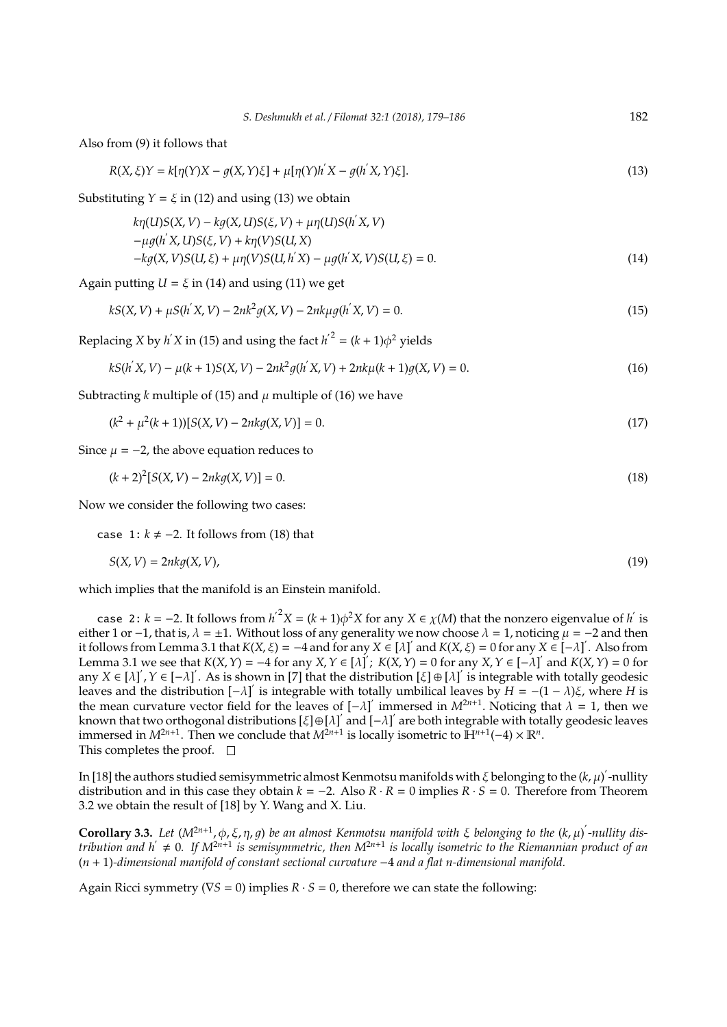Also from (9) it follows that

$$R(X, \xi)Y = k[\eta(Y)X - g(X, Y)\xi] + \mu[\eta(Y)h'X - g(h'X, Y)\xi]. \tag{13}$$

Substituting $Y = \xi$ in (12) and using (13) we obtain

$$\begin{aligned}
&k\eta(U)S(X, V) - kg(X, U)S(\xi, V) + \mu\eta(U)S(h'X, V) \\
&-\mu g(h'X, U)S(\xi, V) + k\eta(V)S(U, X) \\
&-kg(X, V)S(U, \xi) + \mu\eta(V)S(U, h'X) - \mu g(h'X, V)S(U, \xi) = 0.
\end{aligned} \tag{14}$$

Again putting $U = \xi$ in (14) and using (11) we get

$$kS(X, V) + \mu S(h'X, V) - 2nk^2 g(X, V) - 2nk\mu g(h'X, V) = 0. \tag{15}$$

Replacing $X$ by $h'X$ in (15) and using the fact $h'^2 = (k+1)\phi^2$ yields

$$kS(h'X, V) - \mu(k+1)S(X, V) - 2nk^2 g(h'X, V) + 2nk\mu(k+1)g(X, V) = 0. \tag{16}$$

Subtracting $k$ multiple of (15) and $\mu$ multiple of (16) we have

$$(k^2 + \mu^2(k+1))[S(X, V) - 2nkg(X, V)] = 0. \tag{17}$$

Since $\mu = -2$, the above equation reduces to

$$(k+2)^2[S(X, V) - 2nkg(X, V)] = 0. \tag{18}$$

Now we consider the following two cases:

case 1: $k \neq -2$. It follows from (18) that

$$S(X, V) = 2nkg(X, V), \tag{19}$$

which implies that the manifold is an Einstein manifold.

case 2: $k = -2$. It follows from $h'^2 X = (k+1)\phi^2 X$ for any $X \in \chi(M)$ that the nonzero eigenvalue of $h'$ is either 1 or $-1$, that is, $\lambda = \pm 1$. Without loss of any generality we now choose $\lambda = 1$, noticing $\mu = -2$ and then it follows from Lemma 3.1 that $K(X, \xi) = -4$ and for any $X \in [\lambda]'$ and $K(X, \xi) = 0$ for any $X \in [-\lambda]'$. Also from Lemma 3.1 we see that $K(X, Y) = -4$ for any $X, Y \in [\lambda]'$; $K(X, Y) = 0$ for any $X, Y \in [-\lambda]'$ and $K(X, Y) = 0$ for any $X \in [\lambda]', Y \in [-\lambda]'$. As is shown in [7] that the distribution $[\xi] \oplus [\lambda]'$ is integrable with totally geodesic leaves and the distribution $[-\lambda]'$ is integrable with totally umbilical leaves by $H = -(1 - \lambda)\xi$, where $H$ is the mean curvature vector field for the leaves of $[-\lambda]'$ immersed in $M^{2n+1}$. Noticing that $\lambda = 1$, then we known that two orthogonal distributions $[\xi] \oplus [\lambda]'$ and $[-\lambda]'$ are both integrable with totally geodesic leaves immersed in $M^{2n+1}$. Then we conclude that $M^{2n+1}$ is locally isometric to $\mathbb{H}^{n+1}(-4) \times \mathbb{R}^n$.
This completes the proof. $\square$

In [18] the authors studied semisymmetric almost Kenmotsu manifolds with $\xi$ belonging to the $(k, \mu)'$-nullity distribution and in this case they obtain $k = -2$. Also $R \cdot R = 0$ implies $R \cdot S = 0$. Therefore from Theorem 3.2 we obtain the result of [18] by Y. Wang and X. Liu.

**Corollary 3.3.** *Let $(M^{2n+1}, \phi, \xi, \eta, g)$ be an almost Kenmotsu manifold with $\xi$ belonging to the $(k, \mu)'$-nullity distribution and $h' \neq 0$. If $M^{2n+1}$ is semisymmetric, then $M^{2n+1}$ is locally isometric to the Riemannian product of an $(n+1)$-dimensional manifold of constant sectional curvature $-4$ and a flat $n$-dimensional manifold.*

Again Ricci symmetry ($\nabla S = 0$) implies $R \cdot S = 0$, therefore we can state the following: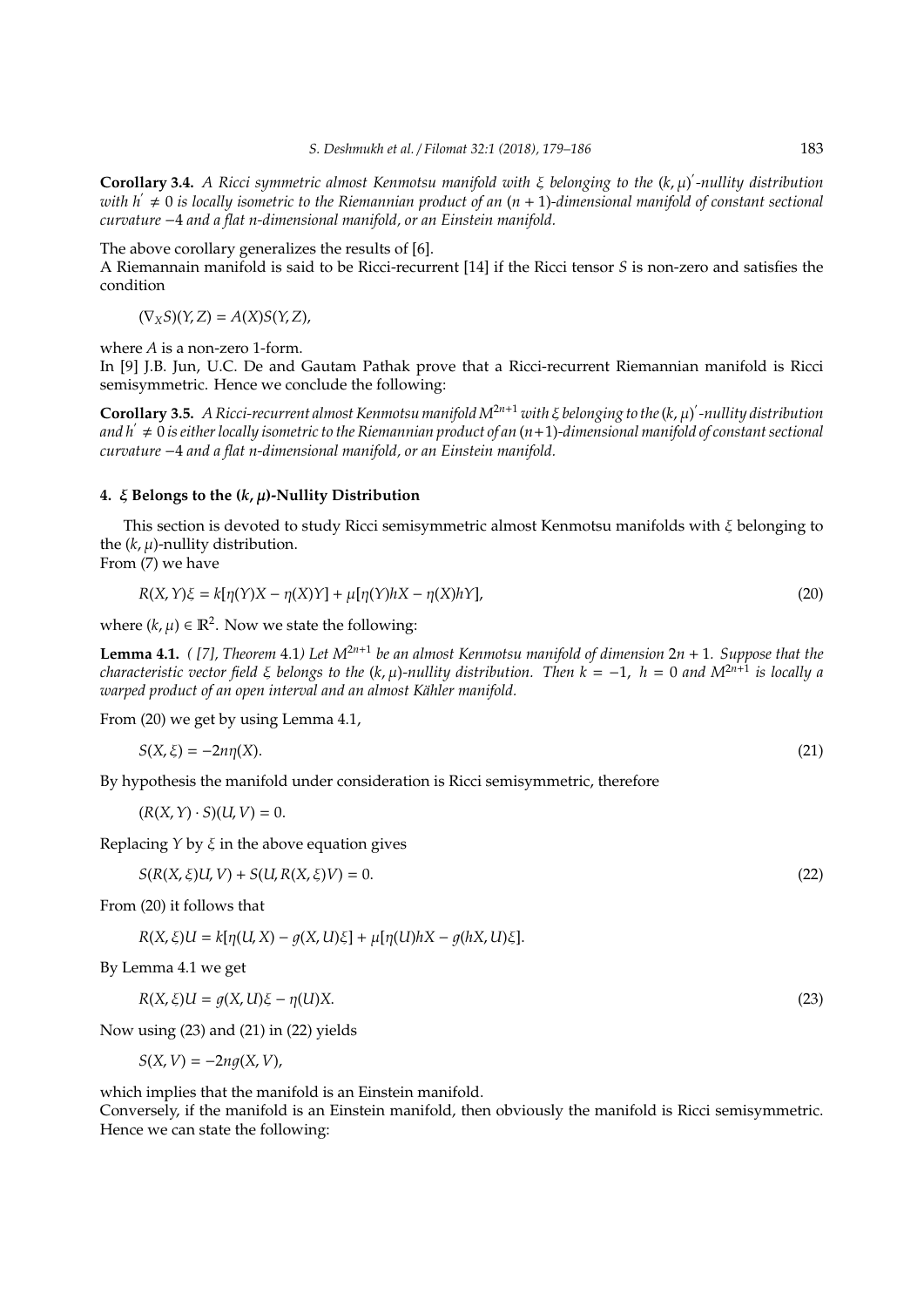**Corollary 3.4.** *A Ricci symmetric almost Kenmotsu manifold with $\xi$ belonging to the $(k,\mu)'$-nullity distribution with $h' \neq 0$ is locally isometric to the Riemannian product of an $(n+1)$-dimensional manifold of constant sectional curvature $-4$ and a flat $n$-dimensional manifold, or an Einstein manifold.*

The above corollary generalizes the results of [6].

A Riemannain manifold is said to be Ricci-recurrent [14] if the Ricci tensor $S$ is non-zero and satisfies the condition

$$(\nabla_X S)(Y,Z) = A(X)S(Y,Z),$$

where $A$ is a non-zero 1-form.

In [9] J.B. Jun, U.C. De and Gautam Pathak prove that a Ricci-recurrent Riemannian manifold is Ricci semisymmetric. Hence we conclude the following:

**Corollary 3.5.** *A Ricci-recurrent almost Kenmotsu manifold $M^{2n+1}$ with $\xi$ belonging to the $(k,\mu)'$-nullity distribution and $h' \neq 0$ is either locally isometric to the Riemannian product of an $(n+1)$-dimensional manifold of constant sectional curvature $-4$ and a flat $n$-dimensional manifold, or an Einstein manifold.*

## 4. $\xi$ Belongs to the $(k,\mu)$-Nullity Distribution

This section is devoted to study Ricci semisymmetric almost Kenmotsu manifolds with $\xi$ belonging to the $(k,\mu)$-nullity distribution.

From (7) we have

$$R(X,Y)\xi = k[\eta(Y)X - \eta(X)Y] + \mu[\eta(Y)hX - \eta(X)hY], \tag{20}$$

where $(k,\mu) \in \mathbb{R}^2$. Now we state the following:

**Lemma 4.1.** *( [7], Theorem 4.1) Let $M^{2n+1}$ be an almost Kenmotsu manifold of dimension $2n+1$. Suppose that the characteristic vector field $\xi$ belongs to the $(k,\mu)$-nullity distribution. Then $k=-1$, $h=0$ and $M^{2n+1}$ is locally a warped product of an open interval and an almost Kähler manifold.*

From (20) we get by using Lemma 4.1,

$$S(X,\xi) = -2n\eta(X). \tag{21}$$

By hypothesis the manifold under consideration is Ricci semisymmetric, therefore

$$(R(X,Y)\cdot S)(U,V) = 0.$$

Replacing $Y$ by $\xi$ in the above equation gives

$$S(R(X,\xi)U,V) + S(U,R(X,\xi)V) = 0. \tag{22}$$

From (20) it follows that

$$R(X,\xi)U = k[\eta(U,X) - g(X,U)\xi] + \mu[\eta(U)hX - g(hX,U)\xi].$$

By Lemma 4.1 we get

$$R(X,\xi)U = g(X,U)\xi - \eta(U)X. \tag{23}$$

Now using (23) and (21) in (22) yields

$$S(X,V) = -2ng(X,V),$$

which implies that the manifold is an Einstein manifold.

Conversely, if the manifold is an Einstein manifold, then obviously the manifold is Ricci semisymmetric. Hence we can state the following: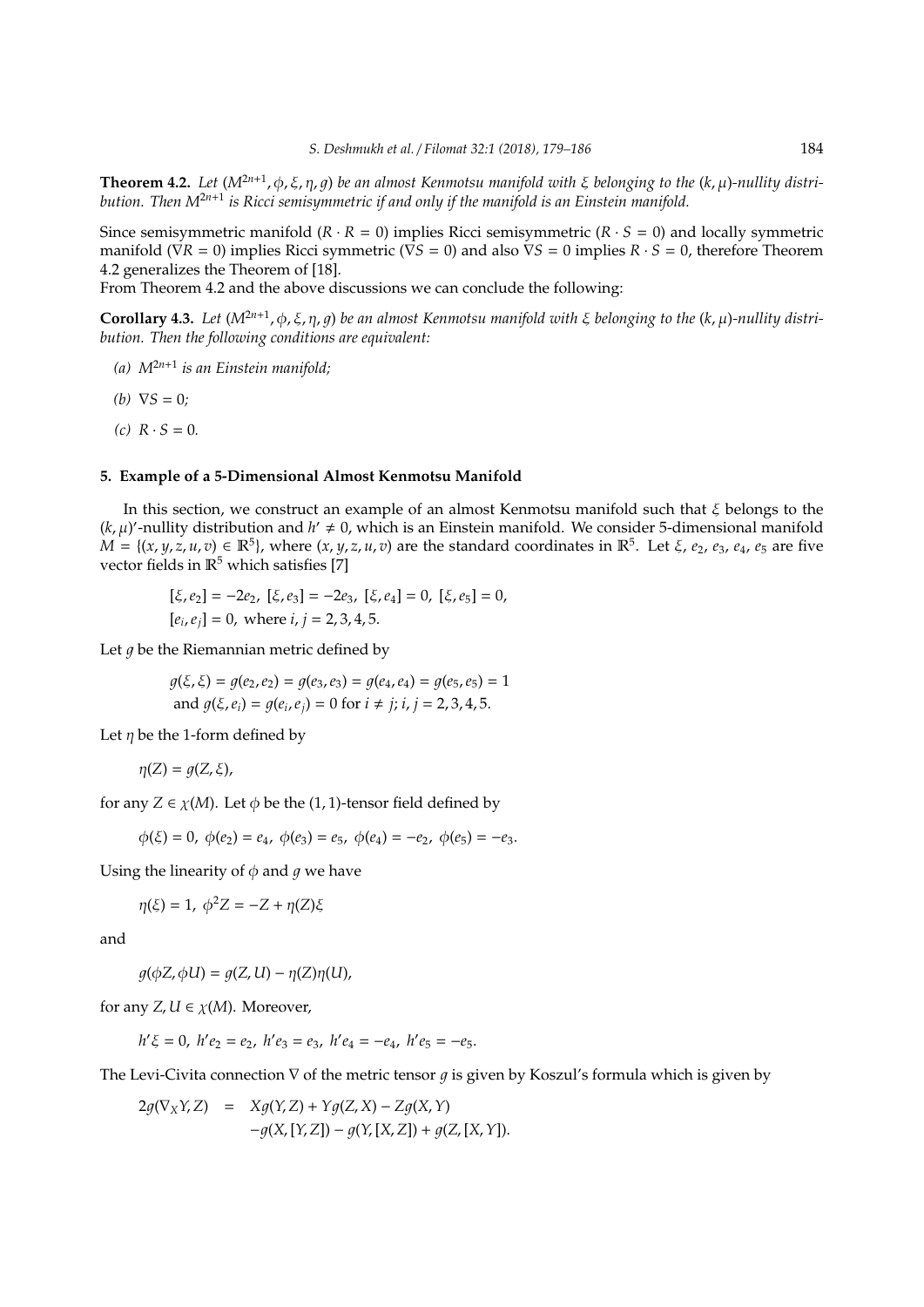**Theorem 4.2.** *Let $(M^{2n+1}, \phi, \xi, \eta, g)$ be an almost Kenmotsu manifold with $\xi$ belonging to the $(k, \mu)$-nullity distribution. Then $M^{2n+1}$ is Ricci semisymmetric if and only if the manifold is an Einstein manifold.*

Since semisymmetric manifold $(R \cdot R = 0)$ implies Ricci semisymmetric $(R \cdot S = 0)$ and locally symmetric manifold $(\nabla R = 0)$ implies Ricci symmetric $(\nabla S = 0)$ and also $\nabla S = 0$ implies $R \cdot S = 0$, therefore Theorem 4.2 generalizes the Theorem of [18].

From Theorem 4.2 and the above discussions we can conclude the following:

**Corollary 4.3.** *Let $(M^{2n+1}, \phi, \xi, \eta, g)$ be an almost Kenmotsu manifold with $\xi$ belonging to the $(k, \mu)$-nullity distribution. Then the following conditions are equivalent:*

*(a) $M^{2n+1}$ is an Einstein manifold;*

*(b) $\nabla S = 0$;*

*(c) $R \cdot S = 0$.*

## 5. Example of a 5-Dimensional Almost Kenmotsu Manifold

In this section, we construct an example of an almost Kenmotsu manifold such that $\xi$ belongs to the $(k, \mu)'$-nullity distribution and $h' \neq 0$, which is an Einstein manifold. We consider 5-dimensional manifold $M = \{(x, y, z, u, v) \in \mathbb{R}^5\}$, where $(x, y, z, u, v)$ are the standard coordinates in $\mathbb{R}^5$. Let $\xi$, $e_2$, $e_3$, $e_4$, $e_5$ are five vector fields in $\mathbb{R}^5$ which satisfies [7]

$$[\xi, e_2] = -2e_2, \ [\xi, e_3] = -2e_3, \ [\xi, e_4] = 0, \ [\xi, e_5] = 0,$$
$$[e_i, e_j] = 0, \ \text{where } i, j = 2, 3, 4, 5.$$

Let $g$ be the Riemannian metric defined by

$$g(\xi, \xi) = g(e_2, e_2) = g(e_3, e_3) = g(e_4, e_4) = g(e_5, e_5) = 1$$
$$\text{and } g(\xi, e_i) = g(e_i, e_j) = 0 \text{ for } i \neq j; \ i, j = 2, 3, 4, 5.$$

Let $\eta$ be the 1-form defined by

$$\eta(Z) = g(Z, \xi),$$

for any $Z \in \chi(M)$. Let $\phi$ be the $(1, 1)$-tensor field defined by

$$\phi(\xi) = 0, \ \phi(e_2) = e_4, \ \phi(e_3) = e_5, \ \phi(e_4) = -e_2, \ \phi(e_5) = -e_3.$$

Using the linearity of $\phi$ and $g$ we have

$$\eta(\xi) = 1, \ \phi^2 Z = -Z + \eta(Z)\xi$$

and

$$g(\phi Z, \phi U) = g(Z, U) - \eta(Z)\eta(U),$$

for any $Z, U \in \chi(M)$. Moreover,

$$h'\xi = 0, \ h'e_2 = e_2, \ h'e_3 = e_3, \ h'e_4 = -e_4, \ h'e_5 = -e_5.$$

The Levi-Civita connection $\nabla$ of the metric tensor $g$ is given by Koszul's formula which is given by

$$\begin{aligned} 2g(\nabla_X Y, Z) &= Xg(Y, Z) + Yg(Z, X) - Zg(X, Y) \\ &\quad - g(X, [Y, Z]) - g(Y, [X, Z]) + g(Z, [X, Y]). \end{aligned}$$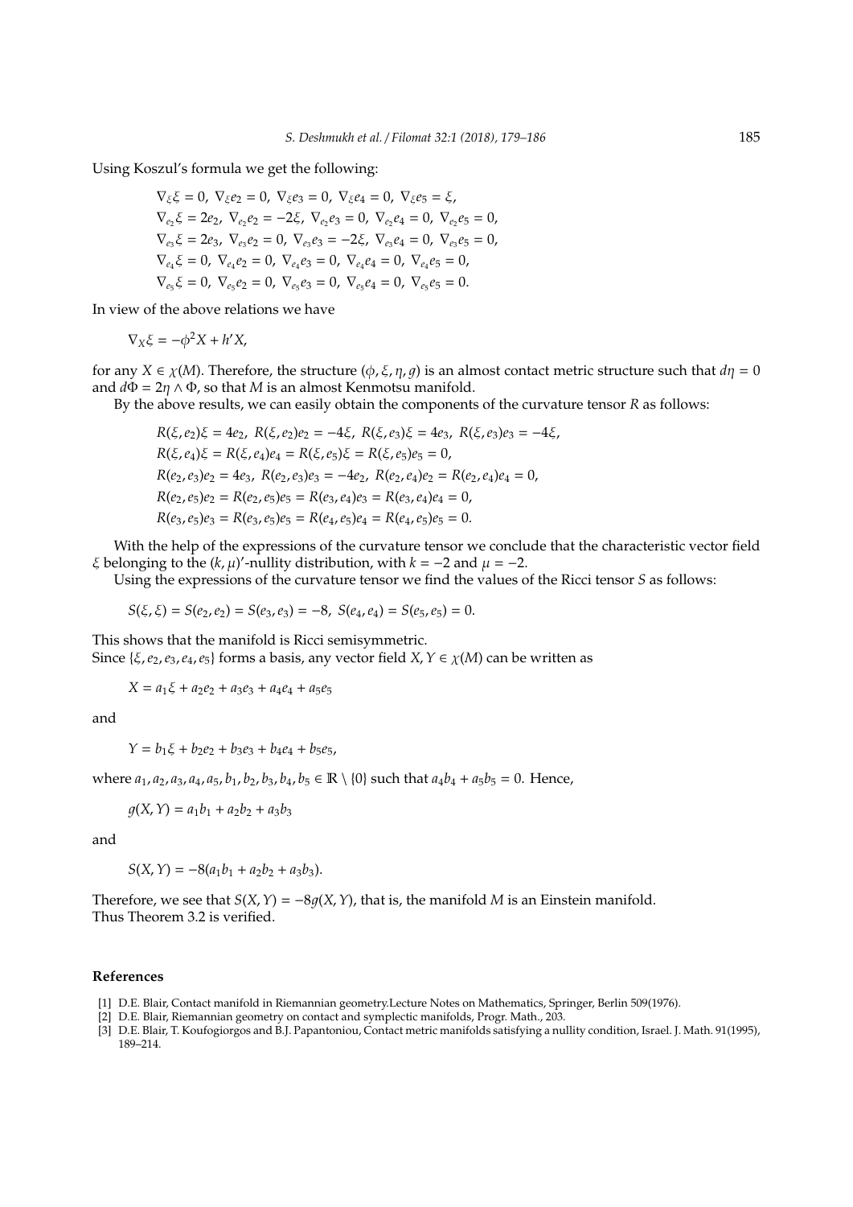Using Koszul's formula we get the following:

$$\nabla_\xi \xi = 0,\ \nabla_\xi e_2 = 0,\ \nabla_\xi e_3 = 0,\ \nabla_\xi e_4 = 0,\ \nabla_\xi e_5 = \xi,$$
$$\nabla_{e_2} \xi = 2e_2,\ \nabla_{e_2} e_2 = -2\xi,\ \nabla_{e_2} e_3 = 0,\ \nabla_{e_2} e_4 = 0,\ \nabla_{e_2} e_5 = 0,$$
$$\nabla_{e_3} \xi = 2e_3,\ \nabla_{e_3} e_2 = 0,\ \nabla_{e_3} e_3 = -2\xi,\ \nabla_{e_3} e_4 = 0,\ \nabla_{e_3} e_5 = 0,$$
$$\nabla_{e_4} \xi = 0,\ \nabla_{e_4} e_2 = 0,\ \nabla_{e_4} e_3 = 0,\ \nabla_{e_4} e_4 = 0,\ \nabla_{e_4} e_5 = 0,$$
$$\nabla_{e_5} \xi = 0,\ \nabla_{e_5} e_2 = 0,\ \nabla_{e_5} e_3 = 0,\ \nabla_{e_5} e_4 = 0,\ \nabla_{e_5} e_5 = 0.$$

In view of the above relations we have

$$\nabla_X \xi = -\phi^2 X + h' X,$$

for any $X \in \chi(M)$. Therefore, the structure $(\phi, \xi, \eta, g)$ is an almost contact metric structure such that $d\eta = 0$ and $d\Phi = 2\eta \wedge \Phi$, so that $M$ is an almost Kenmotsu manifold.

By the above results, we can easily obtain the components of the curvature tensor $R$ as follows:

$$R(\xi, e_2)\xi = 4e_2,\ R(\xi, e_2)e_2 = -4\xi,\ R(\xi, e_3)\xi = 4e_3,\ R(\xi, e_3)e_3 = -4\xi,$$
$$R(\xi, e_4)\xi = R(\xi, e_4)e_4 = R(\xi, e_5)\xi = R(\xi, e_5)e_5 = 0,$$
$$R(e_2, e_3)e_2 = 4e_3,\ R(e_2, e_3)e_3 = -4e_2,\ R(e_2, e_4)e_2 = R(e_2, e_4)e_4 = 0,$$
$$R(e_2, e_5)e_2 = R(e_2, e_5)e_5 = R(e_3, e_4)e_3 = R(e_3, e_4)e_4 = 0,$$
$$R(e_3, e_5)e_3 = R(e_3, e_5)e_5 = R(e_4, e_5)e_4 = R(e_4, e_5)e_5 = 0.$$

With the help of the expressions of the curvature tensor we conclude that the characteristic vector field $\xi$ belonging to the $(k, \mu)'$-nullity distribution, with $k = -2$ and $\mu = -2$.

Using the expressions of the curvature tensor we find the values of the Ricci tensor $S$ as follows:

$$S(\xi, \xi) = S(e_2, e_2) = S(e_3, e_3) = -8,\ S(e_4, e_4) = S(e_5, e_5) = 0.$$

This shows that the manifold is Ricci semisymmetric.
Since $\{\xi, e_2, e_3, e_4, e_5\}$ forms a basis, any vector field $X, Y \in \chi(M)$ can be written as

$$X = a_1\xi + a_2 e_2 + a_3 e_3 + a_4 e_4 + a_5 e_5$$

and

$$Y = b_1\xi + b_2 e_2 + b_3 e_3 + b_4 e_4 + b_5 e_5,$$

where $a_1, a_2, a_3, a_4, a_5, b_1, b_2, b_3, b_4, b_5 \in \mathbb{R} \setminus \{0\}$ such that $a_4 b_4 + a_5 b_5 = 0$. Hence,

$$g(X, Y) = a_1 b_1 + a_2 b_2 + a_3 b_3$$

and

$$S(X, Y) = -8(a_1 b_1 + a_2 b_2 + a_3 b_3).$$

Therefore, we see that $S(X, Y) = -8g(X, Y)$, that is, the manifold $M$ is an Einstein manifold.
Thus Theorem 3.2 is verified.

## References

[1] D.E. Blair, Contact manifold in Riemannian geometry.Lecture Notes on Mathematics, Springer, Berlin 509(1976).

[2] D.E. Blair, Riemannian geometry on contact and symplectic manifolds, Progr. Math., 203.

[3] D.E. Blair, T. Koufogiorgos and B.J. Papantoniou, Contact metric manifolds satisfying a nullity condition, Israel. J. Math. 91(1995), 189–214.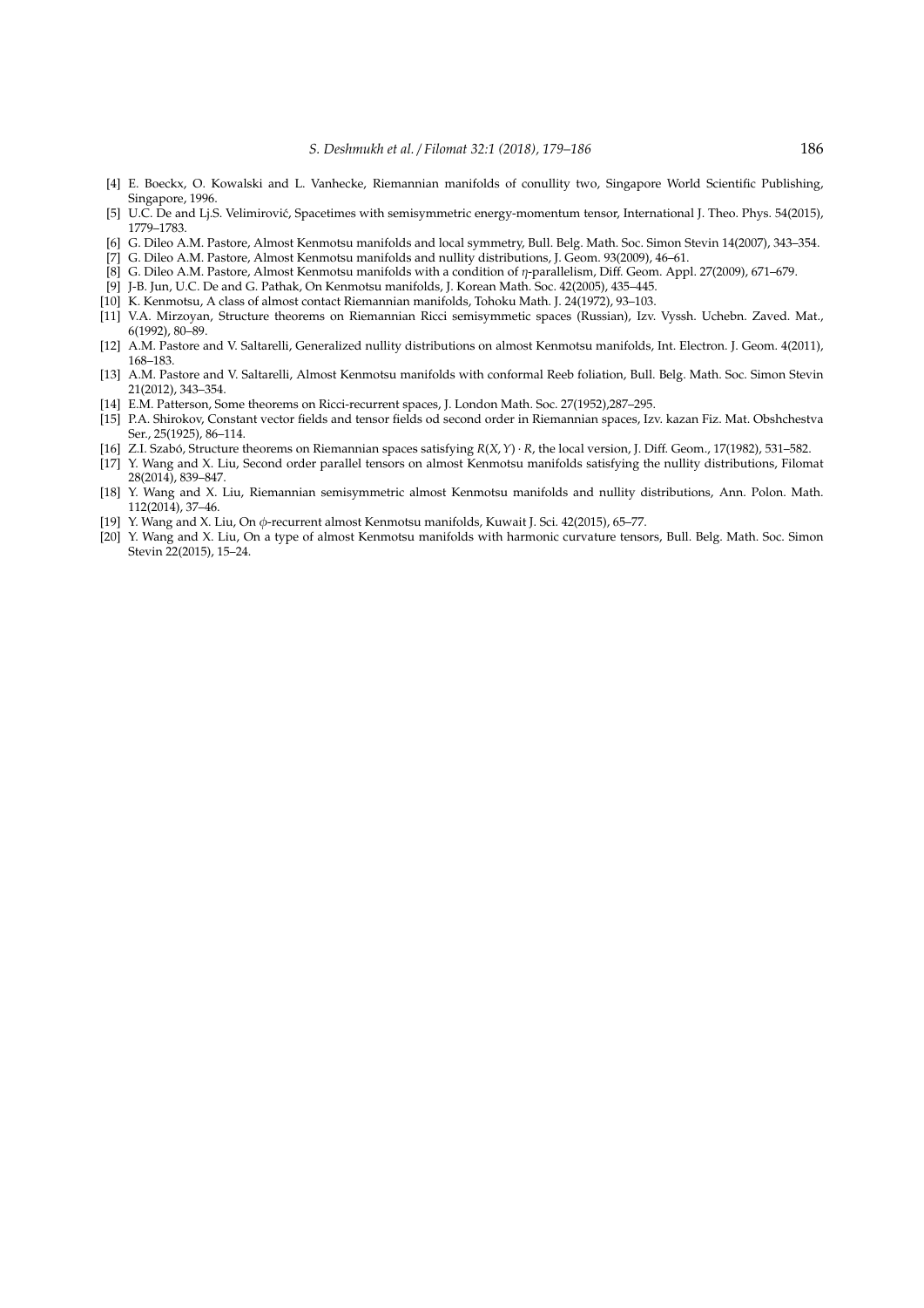[4] E. Boeckx, O. Kowalski and L. Vanhecke, Riemannian manifolds of conullity two, Singapore World Scientific Publishing, Singapore, 1996.

[5] U.C. De and Lj.S. Velimirović, Spacetimes with semisymmetric energy-momentum tensor, International J. Theo. Phys. 54(2015), 1779–1783.

[6] G. Dileo A.M. Pastore, Almost Kenmotsu manifolds and local symmetry, Bull. Belg. Math. Soc. Simon Stevin 14(2007), 343–354.

[7] G. Dileo A.M. Pastore, Almost Kenmotsu manifolds and nullity distributions, J. Geom. 93(2009), 46–61.

[8] G. Dileo A.M. Pastore, Almost Kenmotsu manifolds with a condition of $\eta$-parallelism, Diff. Geom. Appl. 27(2009), 671–679.

[9] J-B. Jun, U.C. De and G. Pathak, On Kenmotsu manifolds, J. Korean Math. Soc. 42(2005), 435–445.

[10] K. Kenmotsu, A class of almost contact Riemannian manifolds, Tohoku Math. J. 24(1972), 93–103.

[11] V.A. Mirzoyan, Structure theorems on Riemannian Ricci semisymmetic spaces (Russian), Izv. Vyssh. Uchebn. Zaved. Mat., 6(1992), 80–89.

[12] A.M. Pastore and V. Saltarelli, Generalized nullity distributions on almost Kenmotsu manifolds, Int. Electron. J. Geom. 4(2011), 168–183.

[13] A.M. Pastore and V. Saltarelli, Almost Kenmotsu manifolds with conformal Reeb foliation, Bull. Belg. Math. Soc. Simon Stevin 21(2012), 343–354.

[14] E.M. Patterson, Some theorems on Ricci-recurrent spaces, J. London Math. Soc. 27(1952),287–295.

[15] P.A. Shirokov, Constant vector fields and tensor fields od second order in Riemannian spaces, Izv. kazan Fiz. Mat. Obshchestva Ser., 25(1925), 86–114.

[16] Z.I. Szabó, Structure theorems on Riemannian spaces satisfying $R(X, Y) \cdot R$, the local version, J. Diff. Geom., 17(1982), 531–582.

[17] Y. Wang and X. Liu, Second order parallel tensors on almost Kenmotsu manifolds satisfying the nullity distributions, Filomat 28(2014), 839–847.

[18] Y. Wang and X. Liu, Riemannian semisymmetric almost Kenmotsu manifolds and nullity distributions, Ann. Polon. Math. 112(2014), 37–46.

[19] Y. Wang and X. Liu, On $\phi$-recurrent almost Kenmotsu manifolds, Kuwait J. Sci. 42(2015), 65–77.

[20] Y. Wang and X. Liu, On a type of almost Kenmotsu manifolds with harmonic curvature tensors, Bull. Belg. Math. Soc. Simon Stevin 22(2015), 15–24.